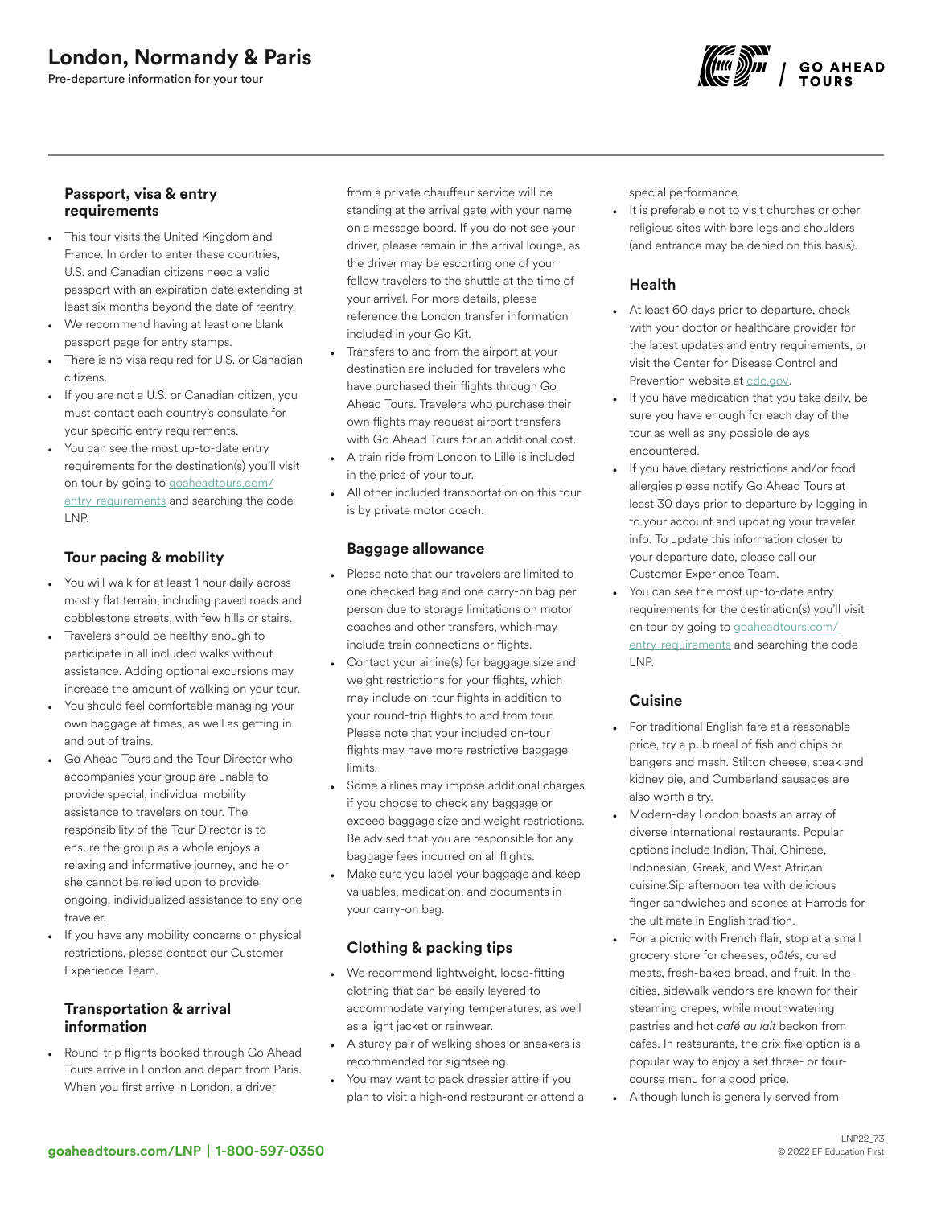# London, Normandy & Paris

Pre-departure information for your tour

### Passport, visa & entry requirements

- This tour visits the United Kingdom and France. In order to enter these countries, U.S. and Canadian citizens need a valid passport with an expiration date extending at least six months beyond the date of reentry.
- We recommend having at least one blank passport page for entry stamps.
- There is no visa required for U.S. or Canadian citizens.
- If you are not a U.S. or Canadian citizen, you must contact each country's consulate for your specific entry requirements.
- You can see the most up-to-date entry requirements for the destination(s) you'll visit on tour by going to goaheadtours.com/entry-requirements and searching the code LNP.

### Tour pacing & mobility

- You will walk for at least 1 hour daily across mostly flat terrain, including paved roads and cobblestone streets, with few hills or stairs.
- Travelers should be healthy enough to participate in all included walks without assistance. Adding optional excursions may increase the amount of walking on your tour.
- You should feel comfortable managing your own baggage at times, as well as getting in and out of trains.
- Go Ahead Tours and the Tour Director who accompanies your group are unable to provide special, individual mobility assistance to travelers on tour. The responsibility of the Tour Director is to ensure the group as a whole enjoys a relaxing and informative journey, and he or she cannot be relied upon to provide ongoing, individualized assistance to any one traveler.
- If you have any mobility concerns or physical restrictions, please contact our Customer Experience Team.

### Transportation & arrival information

- Round-trip flights booked through Go Ahead Tours arrive in London and depart from Paris. When you first arrive in London, a driver from a private chauffeur service will be standing at the arrival gate with your name on a message board. If you do not see your driver, please remain in the arrival lounge, as the driver may be escorting one of your fellow travelers to the shuttle at the time of your arrival. For more details, please reference the London transfer information included in your Go Kit.
- Transfers to and from the airport at your destination are included for travelers who have purchased their flights through Go Ahead Tours. Travelers who purchase their own flights may request airport transfers with Go Ahead Tours for an additional cost.
- A train ride from London to Lille is included in the price of your tour.
- All other included transportation on this tour is by private motor coach.

### Baggage allowance

- Please note that our travelers are limited to one checked bag and one carry-on bag per person due to storage limitations on motor coaches and other transfers, which may include train connections or flights.
- Contact your airline(s) for baggage size and weight restrictions for your flights, which may include on-tour flights in addition to your round-trip flights to and from tour. Please note that your included on-tour flights may have more restrictive baggage limits.
- Some airlines may impose additional charges if you choose to check any baggage or exceed baggage size and weight restrictions. Be advised that you are responsible for any baggage fees incurred on all flights.
- Make sure you label your baggage and keep valuables, medication, and documents in your carry-on bag.

### Clothing & packing tips

- We recommend lightweight, loose-fitting clothing that can be easily layered to accommodate varying temperatures, as well as a light jacket or rainwear.
- A sturdy pair of walking shoes or sneakers is recommended for sightseeing.
- You may want to pack dressier attire if you plan to visit a high-end restaurant or attend a special performance.
- It is preferable not to visit churches or other religious sites with bare legs and shoulders (and entrance may be denied on this basis).

### Health

- At least 60 days prior to departure, check with your doctor or healthcare provider for the latest updates and entry requirements, or visit the Center for Disease Control and Prevention website at cdc.gov.
- If you have medication that you take daily, be sure you have enough for each day of the tour as well as any possible delays encountered.
- If you have dietary restrictions and/or food allergies please notify Go Ahead Tours at least 30 days prior to departure by logging in to your account and updating your traveler info. To update this information closer to your departure date, please call our Customer Experience Team.
- You can see the most up-to-date entry requirements for the destination(s) you'll visit on tour by going to goaheadtours.com/entry-requirements and searching the code LNP.

### Cuisine

- For traditional English fare at a reasonable price, try a pub meal of fish and chips or bangers and mash. Stilton cheese, steak and kidney pie, and Cumberland sausages are also worth a try.
- Modern-day London boasts an array of diverse international restaurants. Popular options include Indian, Thai, Chinese, Indonesian, Greek, and West African cuisine.Sip afternoon tea with delicious finger sandwiches and scones at Harrods for the ultimate in English tradition.
- For a picnic with French flair, stop at a small grocery store for cheeses, *pâtés*, cured meats, fresh-baked bread, and fruit. In the cities, sidewalk vendors are known for their steaming crepes, while mouthwatering pastries and hot *café au lait* beckon from cafes. In restaurants, the prix fixe option is a popular way to enjoy a set three- or four-course menu for a good price.
- Although lunch is generally served from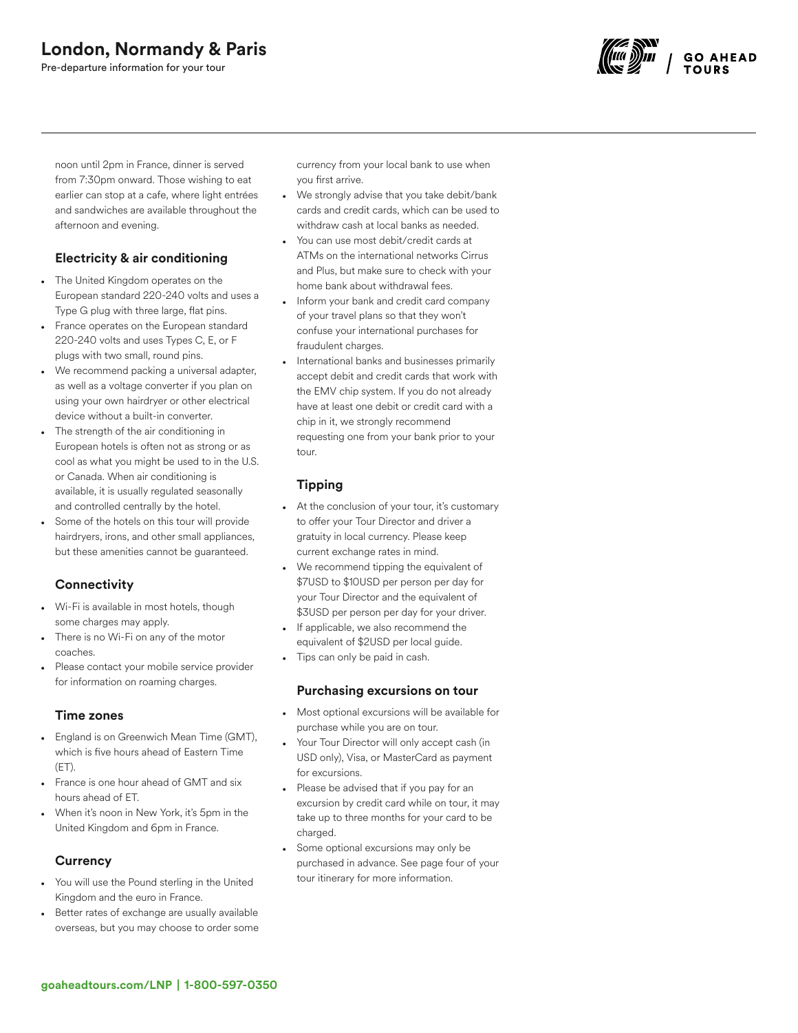noon until 2pm in France, dinner is served from 7:30pm onward. Those wishing to eat earlier can stop at a cafe, where light entrées and sandwiches are available throughout the afternoon and evening.

### Electricity & air conditioning

- The United Kingdom operates on the European standard 220-240 volts and uses a Type G plug with three large, flat pins.
- France operates on the European standard 220-240 volts and uses Types C, E, or F plugs with two small, round pins.
- We recommend packing a universal adapter, as well as a voltage converter if you plan on using your own hairdryer or other electrical device without a built-in converter.
- The strength of the air conditioning in European hotels is often not as strong or as cool as what you might be used to in the U.S. or Canada. When air conditioning is available, it is usually regulated seasonally and controlled centrally by the hotel.
- Some of the hotels on this tour will provide hairdryers, irons, and other small appliances, but these amenities cannot be guaranteed.

### Connectivity

- Wi-Fi is available in most hotels, though some charges may apply.
- There is no Wi-Fi on any of the motor coaches.
- Please contact your mobile service provider for information on roaming charges.

### Time zones

- England is on Greenwich Mean Time (GMT), which is five hours ahead of Eastern Time (ET).
- France is one hour ahead of GMT and six hours ahead of ET.
- When it's noon in New York, it's 5pm in the United Kingdom and 6pm in France.

### Currency

- You will use the Pound sterling in the United Kingdom and the euro in France.
- Better rates of exchange are usually available overseas, but you may choose to order some currency from your local bank to use when you first arrive.
- We strongly advise that you take debit/bank cards and credit cards, which can be used to withdraw cash at local banks as needed.
- You can use most debit/credit cards at ATMs on the international networks Cirrus and Plus, but make sure to check with your home bank about withdrawal fees.
- Inform your bank and credit card company of your travel plans so that they won't confuse your international purchases for fraudulent charges.
- International banks and businesses primarily accept debit and credit cards that work with the EMV chip system. If you do not already have at least one debit or credit card with a chip in it, we strongly recommend requesting one from your bank prior to your tour.

### Tipping

- At the conclusion of your tour, it's customary to offer your Tour Director and driver a gratuity in local currency. Please keep current exchange rates in mind.
- We recommend tipping the equivalent of $7USD to $10USD per person per day for your Tour Director and the equivalent of $3USD per person per day for your driver.
- If applicable, we also recommend the equivalent of $2USD per local guide.
- Tips can only be paid in cash.

### Purchasing excursions on tour

- Most optional excursions will be available for purchase while you are on tour.
- Your Tour Director will only accept cash (in USD only), Visa, or MasterCard as payment for excursions.
- Please be advised that if you pay for an excursion by credit card while on tour, it may take up to three months for your card to be charged.
- Some optional excursions may only be purchased in advance. See page four of your tour itinerary for more information.